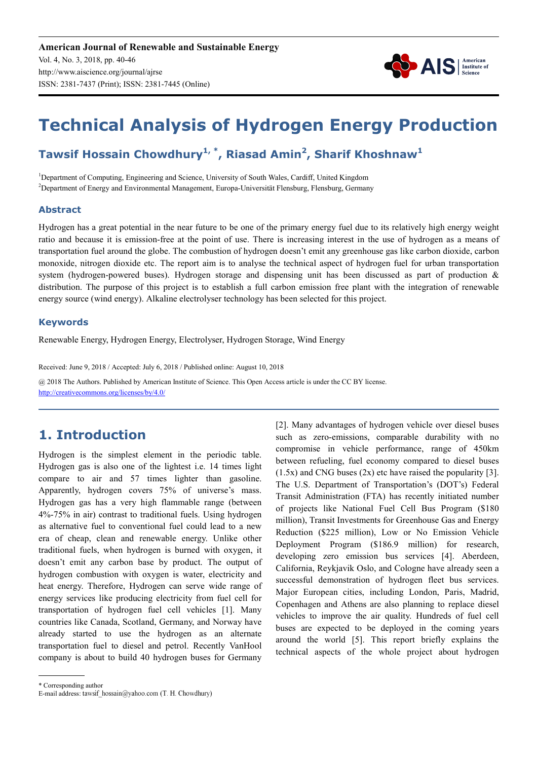**American Journal of Renewable and Sustainable Energy**
Vol. 4, No. 3, 2018, pp. 40-46
http://www.aiscience.org/journal/ajrse
ISSN: 2381-7437 (Print); ISSN: 2381-7445 (Online)

# Technical Analysis of Hydrogen Energy Production

**Tawsif Hossain Chowdhury[1, *], Riasad Amin[2], Sharif Khoshnaw[1]**

[1]Department of Computing, Engineering and Science, University of South Wales, Cardiff, United Kingdom
[2]Department of Energy and Environmental Management, Europa-Universität Flensburg, Flensburg, Germany

## Abstract

Hydrogen has a great potential in the near future to be one of the primary energy fuel due to its relatively high energy weight ratio and because it is emission-free at the point of use. There is increasing interest in the use of hydrogen as a means of transportation fuel around the globe. The combustion of hydrogen doesn't emit any greenhouse gas like carbon dioxide, carbon monoxide, nitrogen dioxide etc. The report aim is to analyse the technical aspect of hydrogen fuel for urban transportation system (hydrogen-powered buses). Hydrogen storage and dispensing unit has been discussed as part of production & distribution. The purpose of this project is to establish a full carbon emission free plant with the integration of renewable energy source (wind energy). Alkaline electrolyser technology has been selected for this project.

## Keywords

Renewable Energy, Hydrogen Energy, Electrolyser, Hydrogen Storage, Wind Energy

Received: June 9, 2018 / Accepted: July 6, 2018 / Published online: August 10, 2018

@ 2018 The Authors. Published by American Institute of Science. This Open Access article is under the CC BY license. http://creativecommons.org/licenses/by/4.0/

## 1. Introduction

Hydrogen is the simplest element in the periodic table. Hydrogen gas is also one of the lightest i.e. 14 times light compare to air and 57 times lighter than gasoline. Apparently, hydrogen covers 75% of universe's mass. Hydrogen gas has a very high flammable range (between 4%-75% in air) contrast to traditional fuels. Using hydrogen as alternative fuel to conventional fuel could lead to a new era of cheap, clean and renewable energy. Unlike other traditional fuels, when hydrogen is burned with oxygen, it doesn't emit any carbon base by product. The output of hydrogen combustion with oxygen is water, electricity and heat energy. Therefore, Hydrogen can serve wide range of energy services like producing electricity from fuel cell for transportation of hydrogen fuel cell vehicles [1]. Many countries like Canada, Scotland, Germany, and Norway have already started to use the hydrogen as an alternate transportation fuel to diesel and petrol. Recently VanHool company is about to build 40 hydrogen buses for Germany [2]. Many advantages of hydrogen vehicle over diesel buses such as zero-emissions, comparable durability with no compromise in vehicle performance, range of 450km between refueling, fuel economy compared to diesel buses (1.5x) and CNG buses (2x) etc have raised the popularity [3]. The U.S. Department of Transportation's (DOT's) Federal Transit Administration (FTA) has recently initiated number of projects like National Fuel Cell Bus Program ($180 million), Transit Investments for Greenhouse Gas and Energy Reduction ($225 million), Low or No Emission Vehicle Deployment Program ($186.9 million) for research, developing zero emission bus services [4]. Aberdeen, California, Reykjavik Oslo, and Cologne have already seen a successful demonstration of hydrogen fleet bus services. Major European cities, including London, Paris, Madrid, Copenhagen and Athens are also planning to replace diesel vehicles to improve the air quality. Hundreds of fuel cell buses are expected to be deployed in the coming years around the world [5]. This report briefly explains the technical aspects of the whole project about hydrogen

\* Corresponding author
E-mail address: tawsif_hossain@yahoo.com (T. H. Chowdhury)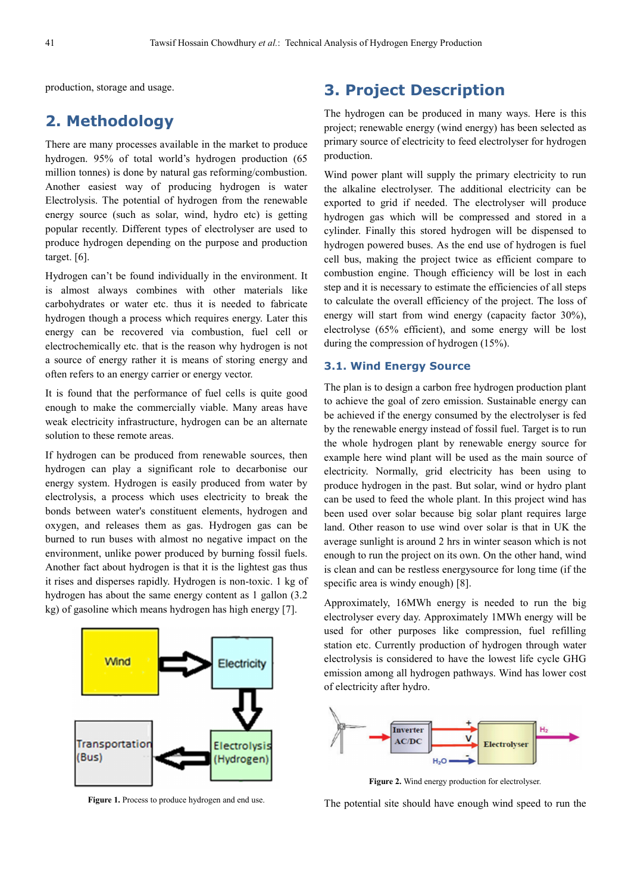production, storage and usage.

## 2. Methodology

There are many processes available in the market to produce hydrogen. 95% of total world's hydrogen production (65 million tonnes) is done by natural gas reforming/combustion. Another easiest way of producing hydrogen is water Electrolysis. The potential of hydrogen from the renewable energy source (such as solar, wind, hydro etc) is getting popular recently. Different types of electrolyser are used to produce hydrogen depending on the purpose and production target. [6].

Hydrogen can't be found individually in the environment. It is almost always combines with other materials like carbohydrates or water etc. thus it is needed to fabricate hydrogen though a process which requires energy. Later this energy can be recovered via combustion, fuel cell or electrochemically etc. that is the reason why hydrogen is not a source of energy rather it is means of storing energy and often refers to an energy carrier or energy vector.

It is found that the performance of fuel cells is quite good enough to make the commercially viable. Many areas have weak electricity infrastructure, hydrogen can be an alternate solution to these remote areas.

If hydrogen can be produced from renewable sources, then hydrogen can play a significant role to decarbonise our energy system. Hydrogen is easily produced from water by electrolysis, a process which uses electricity to break the bonds between water's constituent elements, hydrogen and oxygen, and releases them as gas. Hydrogen gas can be burned to run buses with almost no negative impact on the environment, unlike power produced by burning fossil fuels. Another fact about hydrogen is that it is the lightest gas thus it rises and disperses rapidly. Hydrogen is non-toxic. 1 kg of hydrogen has about the same energy content as 1 gallon (3.2 kg) of gasoline which means hydrogen has high energy [7].

**Figure 1.** Process to produce hydrogen and end use.

## 3. Project Description

The hydrogen can be produced in many ways. Here is this project; renewable energy (wind energy) has been selected as primary source of electricity to feed electrolyser for hydrogen production.

Wind power plant will supply the primary electricity to run the alkaline electrolyser. The additional electricity can be exported to grid if needed. The electrolyser will produce hydrogen gas which will be compressed and stored in a cylinder. Finally this stored hydrogen will be dispensed to hydrogen powered buses. As the end use of hydrogen is fuel cell bus, making the project twice as efficient compare to combustion engine. Though efficiency will be lost in each step and it is necessary to estimate the efficiencies of all steps to calculate the overall efficiency of the project. The loss of energy will start from wind energy (capacity factor 30%), electrolyse (65% efficient), and some energy will be lost during the compression of hydrogen (15%).

### 3.1. Wind Energy Source

The plan is to design a carbon free hydrogen production plant to achieve the goal of zero emission. Sustainable energy can be achieved if the energy consumed by the electrolyser is fed by the renewable energy instead of fossil fuel. Target is to run the whole hydrogen plant by renewable energy source for example here wind plant will be used as the main source of electricity. Normally, grid electricity has been using to produce hydrogen in the past. But solar, wind or hydro plant can be used to feed the whole plant. In this project wind has been used over solar because big solar plant requires large land. Other reason to use wind over solar is that in UK the average sunlight is around 2 hrs in winter season which is not enough to run the project on its own. On the other hand, wind is clean and can be restless energysource for long time (if the specific area is windy enough) [8].

Approximately, 16MWh energy is needed to run the big electrolyser every day. Approximately 1MWh energy will be used for other purposes like compression, fuel refilling station etc. Currently production of hydrogen through water electrolysis is considered to have the lowest life cycle GHG emission among all hydrogen pathways. Wind has lower cost of electricity after hydro.

**Figure 2.** Wind energy production for electrolyser.

The potential site should have enough wind speed to run the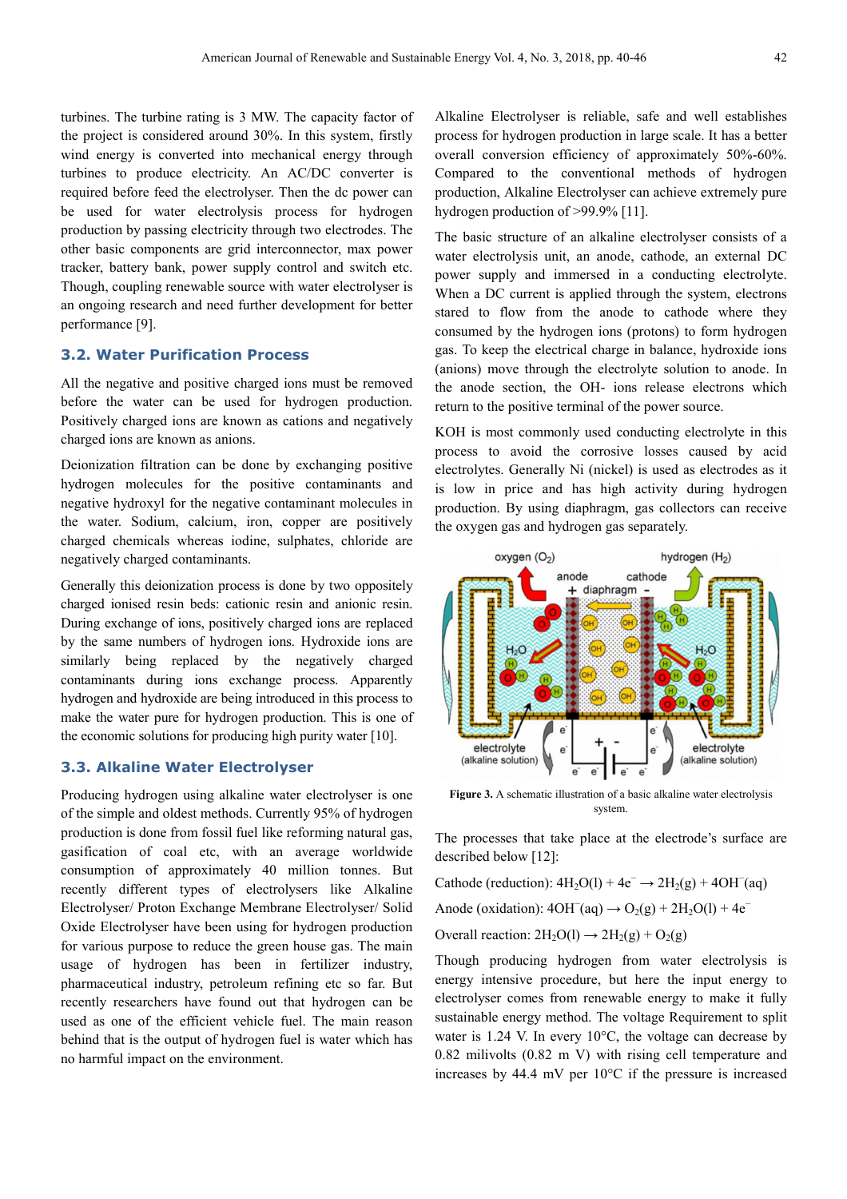turbines. The turbine rating is 3 MW. The capacity factor of the project is considered around 30%. In this system, firstly wind energy is converted into mechanical energy through turbines to produce electricity. An AC/DC converter is required before feed the electrolyser. Then the dc power can be used for water electrolysis process for hydrogen production by passing electricity through two electrodes. The other basic components are grid interconnector, max power tracker, battery bank, power supply control and switch etc. Though, coupling renewable source with water electrolyser is an ongoing research and need further development for better performance [9].

### 3.2. Water Purification Process

All the negative and positive charged ions must be removed before the water can be used for hydrogen production. Positively charged ions are known as cations and negatively charged ions are known as anions.

Deionization filtration can be done by exchanging positive hydrogen molecules for the positive contaminants and negative hydroxyl for the negative contaminant molecules in the water. Sodium, calcium, iron, copper are positively charged chemicals whereas iodine, sulphates, chloride are negatively charged contaminants.

Generally this deionization process is done by two oppositely charged ionised resin beds: cationic resin and anionic resin. During exchange of ions, positively charged ions are replaced by the same numbers of hydrogen ions. Hydroxide ions are similarly being replaced by the negatively charged contaminants during ions exchange process. Apparently hydrogen and hydroxide are being introduced in this process to make the water pure for hydrogen production. This is one of the economic solutions for producing high purity water [10].

### 3.3. Alkaline Water Electrolyser

Producing hydrogen using alkaline water electrolyser is one of the simple and oldest methods. Currently 95% of hydrogen production is done from fossil fuel like reforming natural gas, gasification of coal etc, with an average worldwide consumption of approximately 40 million tonnes. But recently different types of electrolysers like Alkaline Electrolyser/ Proton Exchange Membrane Electrolyser/ Solid Oxide Electrolyser have been using for hydrogen production for various purpose to reduce the green house gas. The main usage of hydrogen has been in fertilizer industry, pharmaceutical industry, petroleum refining etc so far. But recently researchers have found out that hydrogen can be used as one of the efficient vehicle fuel. The main reason behind that is the output of hydrogen fuel is water which has no harmful impact on the environment.

Alkaline Electrolyser is reliable, safe and well establishes process for hydrogen production in large scale. It has a better overall conversion efficiency of approximately 50%-60%. Compared to the conventional methods of hydrogen production, Alkaline Electrolyser can achieve extremely pure hydrogen production of >99.9% [11].

The basic structure of an alkaline electrolyser consists of a water electrolysis unit, an anode, cathode, an external DC power supply and immersed in a conducting electrolyte. When a DC current is applied through the system, electrons stared to flow from the anode to cathode where they consumed by the hydrogen ions (protons) to form hydrogen gas. To keep the electrical charge in balance, hydroxide ions (anions) move through the electrolyte solution to anode. In the anode section, the OH- ions release electrons which return to the positive terminal of the power source.

KOH is most commonly used conducting electrolyte in this process to avoid the corrosive losses caused by acid electrolytes. Generally Ni (nickel) is used as electrodes as it is low in price and has high activity during hydrogen production. By using diaphragm, gas collectors can receive the oxygen gas and hydrogen gas separately.

**Figure 3.** A schematic illustration of a basic alkaline water electrolysis system.

The processes that take place at the electrode's surface are described below [12]:

Cathode (reduction): $4H_2O(l) + 4e^- \rightarrow 2H_2(g) + 4OH^-(aq)$

Anode (oxidation): $4OH^-(aq) \rightarrow O_2(g) + 2H_2O(l) + 4e^-$

Overall reaction: $2H_2O(l) \rightarrow 2H_2(g) + O_2(g)$

Though producing hydrogen from water electrolysis is energy intensive procedure, but here the input energy to electrolyser comes from renewable energy to make it fully sustainable energy method. The voltage Requirement to split water is 1.24 V. In every 10°C, the voltage can decrease by 0.82 milivolts (0.82 m V) with rising cell temperature and increases by 44.4 mV per 10°C if the pressure is increased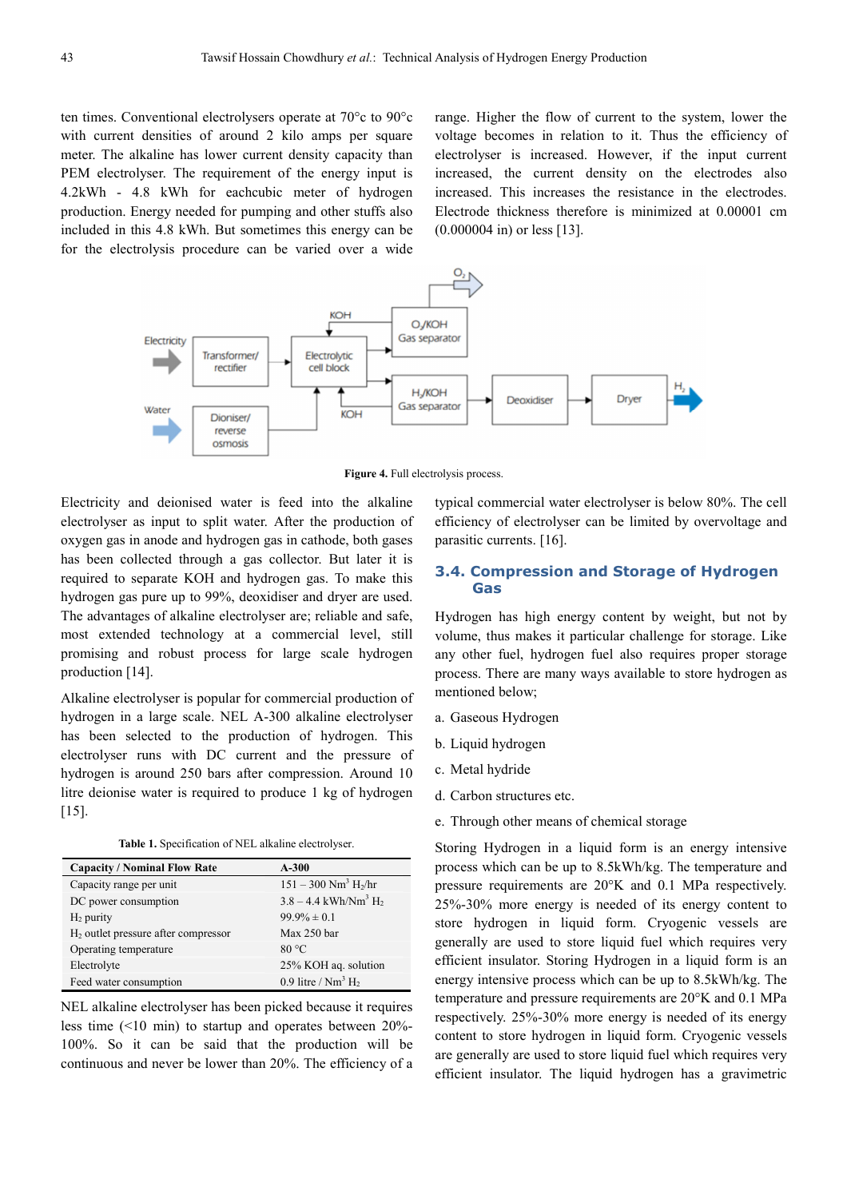ten times. Conventional electrolysers operate at 70°c to 90°c with current densities of around 2 kilo amps per square meter. The alkaline has lower current density capacity than PEM electrolyser. The requirement of the energy input is 4.2kWh - 4.8 kWh for eachcubic meter of hydrogen production. Energy needed for pumping and other stuffs also included in this 4.8 kWh. But sometimes this energy can be for the electrolysis procedure can be varied over a wide range. Higher the flow of current to the system, lower the voltage becomes in relation to it. Thus the efficiency of electrolyser is increased. However, if the input current increased, the current density on the electrodes also increased. This increases the resistance in the electrodes. Electrode thickness therefore is minimized at 0.00001 cm (0.000004 in) or less [13].

**Figure 4.** Full electrolysis process.

Electricity and deionised water is feed into the alkaline electrolyser as input to split water. After the production of oxygen gas in anode and hydrogen gas in cathode, both gases has been collected through a gas collector. But later it is required to separate KOH and hydrogen gas. To make this hydrogen gas pure up to 99%, deoxidiser and dryer are used. The advantages of alkaline electrolyser are; reliable and safe, most extended technology at a commercial level, still promising and robust process for large scale hydrogen production [14].

Alkaline electrolyser is popular for commercial production of hydrogen in a large scale. NEL A-300 alkaline electrolyser has been selected to the production of hydrogen. This electrolyser runs with DC current and the pressure of hydrogen is around 250 bars after compression. Around 10 litre deionise water is required to produce 1 kg of hydrogen [15].

**Table 1.** Specification of NEL alkaline electrolyser.

| Capacity / Nominal Flow Rate | A-300 |
|---|---|
| Capacity range per unit | 151 – 300 $Nm^3$ $H_2$/hr |
| DC power consumption | 3.8 – 4.4 kWh/$Nm^3$ $H_2$ |
| $H_2$ purity | 99.9% ± 0.1 |
| $H_2$ outlet pressure after compressor | Max 250 bar |
| Operating temperature | 80 °C |
| Electrolyte | 25% KOH aq. solution |
| Feed water consumption | 0.9 litre / $Nm^3$ $H_2$ |

NEL alkaline electrolyser has been picked because it requires less time (<10 min) to startup and operates between 20%-100%. So it can be said that the production will be continuous and never be lower than 20%. The efficiency of a typical commercial water electrolyser is below 80%. The cell efficiency of electrolyser can be limited by overvoltage and parasitic currents. [16].

### 3.4. Compression and Storage of Hydrogen Gas

Hydrogen has high energy content by weight, but not by volume, thus makes it particular challenge for storage. Like any other fuel, hydrogen fuel also requires proper storage process. There are many ways available to store hydrogen as mentioned below;

a. Gaseous Hydrogen

b. Liquid hydrogen

c. Metal hydride

d. Carbon structures etc.

e. Through other means of chemical storage

Storing Hydrogen in a liquid form is an energy intensive process which can be up to 8.5kWh/kg. The temperature and pressure requirements are 20°K and 0.1 MPa respectively. 25%-30% more energy is needed of its energy content to store hydrogen in liquid form. Cryogenic vessels are generally are used to store liquid fuel which requires very efficient insulator. Storing Hydrogen in a liquid form is an energy intensive process which can be up to 8.5kWh/kg. The temperature and pressure requirements are 20°K and 0.1 MPa respectively. 25%-30% more energy is needed of its energy content to store hydrogen in liquid form. Cryogenic vessels are generally are used to store liquid fuel which requires very efficient insulator. The liquid hydrogen has a gravimetric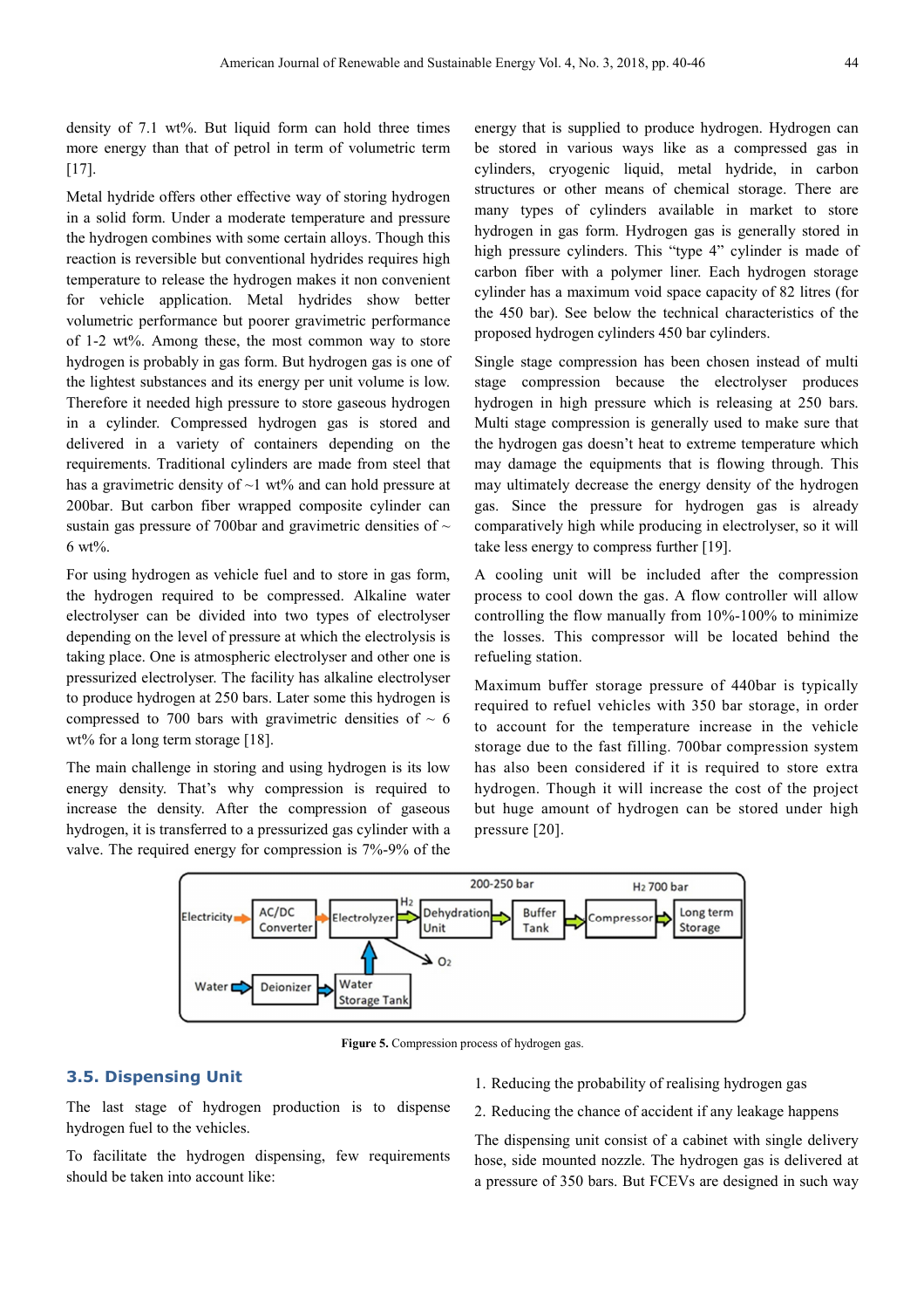density of 7.1 wt%. But liquid form can hold three times more energy than that of petrol in term of volumetric term [17].

Metal hydride offers other effective way of storing hydrogen in a solid form. Under a moderate temperature and pressure the hydrogen combines with some certain alloys. Though this reaction is reversible but conventional hydrides requires high temperature to release the hydrogen makes it non convenient for vehicle application. Metal hydrides show better volumetric performance but poorer gravimetric performance of 1-2 wt%. Among these, the most common way to store hydrogen is probably in gas form. But hydrogen gas is one of the lightest substances and its energy per unit volume is low. Therefore it needed high pressure to store gaseous hydrogen in a cylinder. Compressed hydrogen gas is stored and delivered in a variety of containers depending on the requirements. Traditional cylinders are made from steel that has a gravimetric density of ~1 wt% and can hold pressure at 200bar. But carbon fiber wrapped composite cylinder can sustain gas pressure of 700bar and gravimetric densities of ~ 6 wt%.

For using hydrogen as vehicle fuel and to store in gas form, the hydrogen required to be compressed. Alkaline water electrolyser can be divided into two types of electrolyser depending on the level of pressure at which the electrolysis is taking place. One is atmospheric electrolyser and other one is pressurized electrolyser. The facility has alkaline electrolyser to produce hydrogen at 250 bars. Later some this hydrogen is compressed to 700 bars with gravimetric densities of ~ 6 wt% for a long term storage [18].

The main challenge in storing and using hydrogen is its low energy density. That's why compression is required to increase the density. After the compression of gaseous hydrogen, it is transferred to a pressurized gas cylinder with a valve. The required energy for compression is 7%-9% of the energy that is supplied to produce hydrogen. Hydrogen can be stored in various ways like as a compressed gas in cylinders, cryogenic liquid, metal hydride, in carbon structures or other means of chemical storage. There are many types of cylinders available in market to store hydrogen in gas form. Hydrogen gas is generally stored in high pressure cylinders. This "type 4" cylinder is made of carbon fiber with a polymer liner. Each hydrogen storage cylinder has a maximum void space capacity of 82 litres (for the 450 bar). See below the technical characteristics of the proposed hydrogen cylinders 450 bar cylinders.

Single stage compression has been chosen instead of multi stage compression because the electrolyser produces hydrogen in high pressure which is releasing at 250 bars. Multi stage compression is generally used to make sure that the hydrogen gas doesn't heat to extreme temperature which may damage the equipments that is flowing through. This may ultimately decrease the energy density of the hydrogen gas. Since the pressure for hydrogen gas is already comparatively high while producing in electrolyser, so it will take less energy to compress further [19].

A cooling unit will be included after the compression process to cool down the gas. A flow controller will allow controlling the flow manually from 10%-100% to minimize the losses. This compressor will be located behind the refueling station.

Maximum buffer storage pressure of 440bar is typically required to refuel vehicles with 350 bar storage, in order to account for the temperature increase in the vehicle storage due to the fast filling. 700bar compression system has also been considered if it is required to store extra hydrogen. Though it will increase the cost of the project but huge amount of hydrogen can be stored under high pressure [20].

**Figure 5.** Compression process of hydrogen gas.

## 3.5. Dispensing Unit

The last stage of hydrogen production is to dispense hydrogen fuel to the vehicles.

To facilitate the hydrogen dispensing, few requirements should be taken into account like:

1. Reducing the probability of realising hydrogen gas
2. Reducing the chance of accident if any leakage happens

The dispensing unit consist of a cabinet with single delivery hose, side mounted nozzle. The hydrogen gas is delivered at a pressure of 350 bars. But FCEVs are designed in such way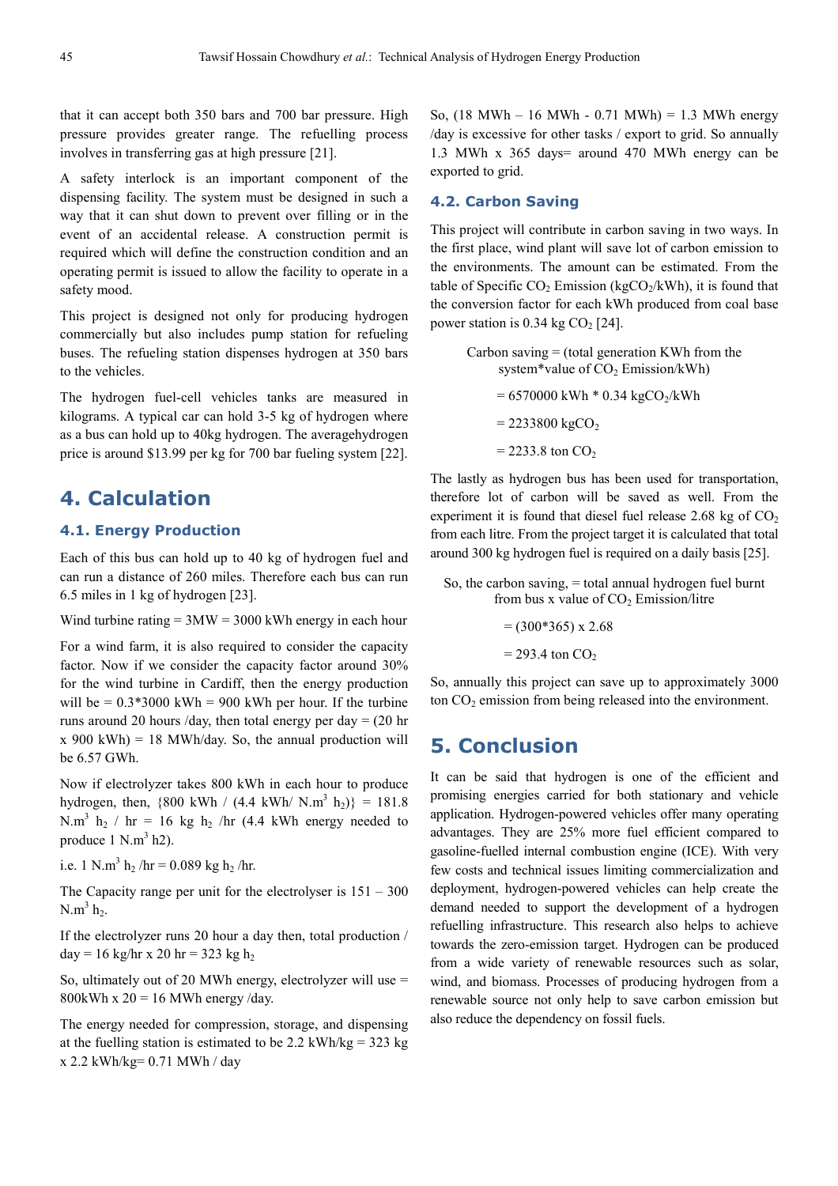that it can accept both 350 bars and 700 bar pressure. High pressure provides greater range. The refuelling process involves in transferring gas at high pressure [21].

A safety interlock is an important component of the dispensing facility. The system must be designed in such a way that it can shut down to prevent over filling or in the event of an accidental release. A construction permit is required which will define the construction condition and an operating permit is issued to allow the facility to operate in a safety mood.

This project is designed not only for producing hydrogen commercially but also includes pump station for refueling buses. The refueling station dispenses hydrogen at 350 bars to the vehicles.

The hydrogen fuel-cell vehicles tanks are measured in kilograms. A typical car can hold 3-5 kg of hydrogen where as a bus can hold up to 40kg hydrogen. The averagehydrogen price is around $13.99 per kg for 700 bar fueling system [22].

## 4. Calculation

### 4.1. Energy Production

Each of this bus can hold up to 40 kg of hydrogen fuel and can run a distance of 260 miles. Therefore each bus can run 6.5 miles in 1 kg of hydrogen [23].

Wind turbine rating = 3MW = 3000 kWh energy in each hour

For a wind farm, it is also required to consider the capacity factor. Now if we consider the capacity factor around 30% for the wind turbine in Cardiff, then the energy production will be = 0.3*3000 kWh = 900 kWh per hour. If the turbine runs around 20 hours /day, then total energy per day = (20 hr x 900 kWh) = 18 MWh/day. So, the annual production will be 6.57 GWh.

Now if electrolyzer takes 800 kWh in each hour to produce hydrogen, then, {800 kWh / (4.4 kWh/ N.$m^3$ $h_2$)} = 181.8 N.$m^3$ $h_2$ / hr = 16 kg $h_2$ /hr (4.4 kWh energy needed to produce 1 N.$m^3$ h2).

i.e. 1 N.$m^3$ $h_2$ /hr = 0.089 kg $h_2$ /hr.

The Capacity range per unit for the electrolyser is 151 – 300 N.$m^3$ $h_2$.

If the electrolyzer runs 20 hour a day then, total production / day = 16 kg/hr x 20 hr = 323 kg $h_2$

So, ultimately out of 20 MWh energy, electrolyzer will use = 800kWh x 20 = 16 MWh energy /day.

The energy needed for compression, storage, and dispensing at the fuelling station is estimated to be 2.2 kWh/kg = 323 kg x 2.2 kWh/kg= 0.71 MWh / day

So, (18 MWh – 16 MWh - 0.71 MWh) = 1.3 MWh energy /day is excessive for other tasks / export to grid. So annually 1.3 MWh x 365 days= around 470 MWh energy can be exported to grid.

### 4.2. Carbon Saving

This project will contribute in carbon saving in two ways. In the first place, wind plant will save lot of carbon emission to the environments. The amount can be estimated. From the table of Specific $CO_2$ Emission ($kgCO_2$/kWh), it is found that the conversion factor for each kWh produced from coal base power station is 0.34 kg $CO_2$ [24].

Carbon saving = (total generation KWh from the system*value of $CO_2$ Emission/kWh)

= 6570000 kWh * 0.34 $kgCO_2$/kWh

= 2233800 $kgCO_2$

= 2233.8 ton $CO_2$

The lastly as hydrogen bus has been used for transportation, therefore lot of carbon will be saved as well. From the experiment it is found that diesel fuel release 2.68 kg of $CO_2$ from each litre. From the project target it is calculated that total around 300 kg hydrogen fuel is required on a daily basis [25].

So, the carbon saving, = total annual hydrogen fuel burnt from bus x value of $CO_2$ Emission/litre

= (300*365) x 2.68

= 293.4 ton $CO_2$

So, annually this project can save up to approximately 3000 ton $CO_2$ emission from being released into the environment.

## 5. Conclusion

It can be said that hydrogen is one of the efficient and promising energies carried for both stationary and vehicle application. Hydrogen-powered vehicles offer many operating advantages. They are 25% more fuel efficient compared to gasoline-fuelled internal combustion engine (ICE). With very few costs and technical issues limiting commercialization and deployment, hydrogen-powered vehicles can help create the demand needed to support the development of a hydrogen refuelling infrastructure. This research also helps to achieve towards the zero-emission target. Hydrogen can be produced from a wide variety of renewable resources such as solar, wind, and biomass. Processes of producing hydrogen from a renewable source not only help to save carbon emission but also reduce the dependency on fossil fuels.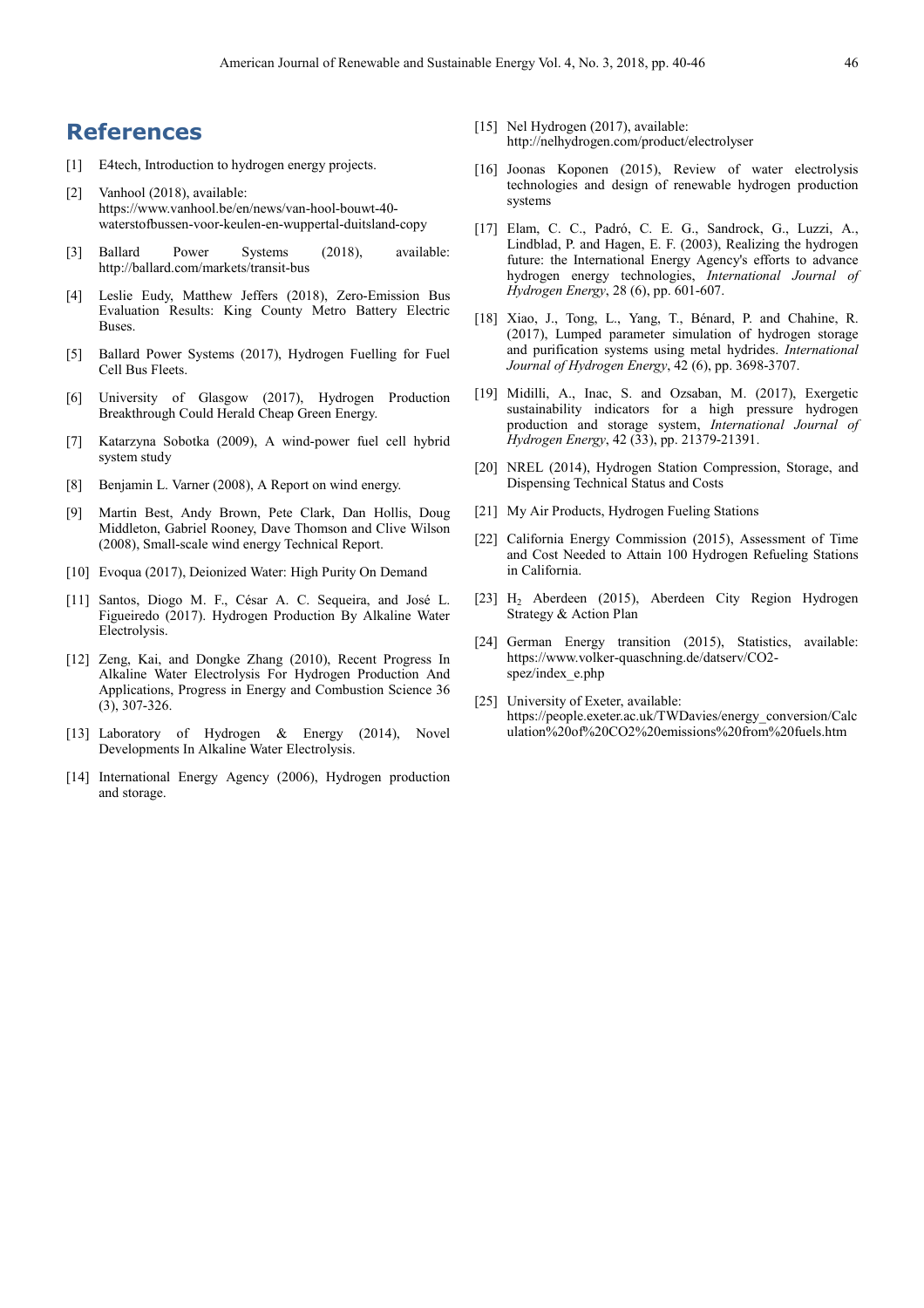# References

[1] E4tech, Introduction to hydrogen energy projects.

[2] Vanhool (2018), available: https://www.vanhool.be/en/news/van-hool-bouwt-40-waterstofbussen-voor-keulen-en-wuppertal-duitsland-copy

[3] Ballard Power Systems (2018), available: http://ballard.com/markets/transit-bus

[4] Leslie Eudy, Matthew Jeffers (2018), Zero-Emission Bus Evaluation Results: King County Metro Battery Electric Buses.

[5] Ballard Power Systems (2017), Hydrogen Fuelling for Fuel Cell Bus Fleets.

[6] University of Glasgow (2017), Hydrogen Production Breakthrough Could Herald Cheap Green Energy.

[7] Katarzyna Sobotka (2009), A wind-power fuel cell hybrid system study

[8] Benjamin L. Varner (2008), A Report on wind energy.

[9] Martin Best, Andy Brown, Pete Clark, Dan Hollis, Doug Middleton, Gabriel Rooney, Dave Thomson and Clive Wilson (2008), Small-scale wind energy Technical Report.

[10] Evoqua (2017), Deionized Water: High Purity On Demand

[11] Santos, Diogo M. F., César A. C. Sequeira, and José L. Figueiredo (2017). Hydrogen Production By Alkaline Water Electrolysis.

[12] Zeng, Kai, and Dongke Zhang (2010), Recent Progress In Alkaline Water Electrolysis For Hydrogen Production And Applications, Progress in Energy and Combustion Science 36 (3), 307-326.

[13] Laboratory of Hydrogen & Energy (2014), Novel Developments In Alkaline Water Electrolysis.

[14] International Energy Agency (2006), Hydrogen production and storage.

[15] Nel Hydrogen (2017), available: http://nelhydrogen.com/product/electrolyser

[16] Joonas Koponen (2015), Review of water electrolysis technologies and design of renewable hydrogen production systems

[17] Elam, C. C., Padró, C. E. G., Sandrock, G., Luzzi, A., Lindblad, P. and Hagen, E. F. (2003), Realizing the hydrogen future: the International Energy Agency's efforts to advance hydrogen energy technologies, *International Journal of Hydrogen Energy*, 28 (6), pp. 601-607.

[18] Xiao, J., Tong, L., Yang, T., Bénard, P. and Chahine, R. (2017), Lumped parameter simulation of hydrogen storage and purification systems using metal hydrides. *International Journal of Hydrogen Energy*, 42 (6), pp. 3698-3707.

[19] Midilli, A., Inac, S. and Ozsaban, M. (2017), Exergetic sustainability indicators for a high pressure hydrogen production and storage system, *International Journal of Hydrogen Energy*, 42 (33), pp. 21379-21391.

[20] NREL (2014), Hydrogen Station Compression, Storage, and Dispensing Technical Status and Costs

[21] My Air Products, Hydrogen Fueling Stations

[22] California Energy Commission (2015), Assessment of Time and Cost Needed to Attain 100 Hydrogen Refueling Stations in California.

[23] $H_2$ Aberdeen (2015), Aberdeen City Region Hydrogen Strategy & Action Plan

[24] German Energy transition (2015), Statistics, available: https://www.volker-quaschning.de/datserv/CO2-spez/index_e.php

[25] University of Exeter, available: https://people.exeter.ac.uk/TWDavies/energy_conversion/Calculation%20of%20CO2%20emissions%20from%20fuels.htm